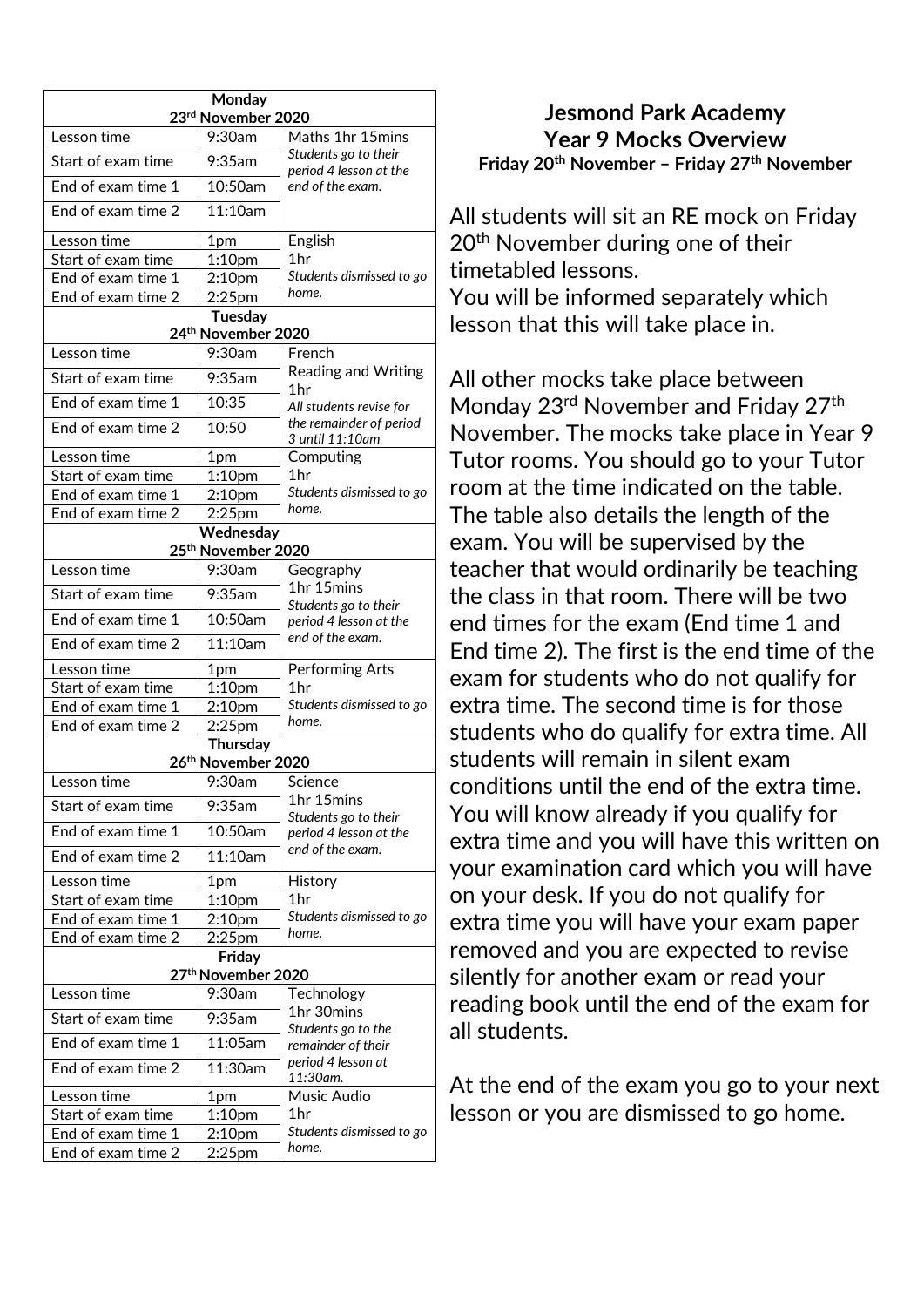# Jesmond Park Academy
## Year 9 Mocks Overview
**Friday 20th November – Friday 27th November**

All students will sit an RE mock on Friday 20th November during one of their timetabled lessons.
You will be informed separately which lesson that this will take place in.

All other mocks take place between Monday 23rd November and Friday 27th November. The mocks take place in Year 9 Tutor rooms. You should go to your Tutor room at the time indicated on the table. The table also details the length of the exam. You will be supervised by the teacher that would ordinarily be teaching the class in that room. There will be two end times for the exam (End time 1 and End time 2). The first is the end time of the exam for students who do not qualify for extra time. The second time is for those students who do qualify for extra time. All students will remain in silent exam conditions until the end of the extra time. You will know already if you qualify for extra time and you will have this written on your examination card which you will have on your desk. If you do not qualify for extra time you will have your exam paper removed and you are expected to revise silently for another exam or read your reading book until the end of the exam for all students.

At the end of the exam you go to your next lesson or you are dismissed to go home.

| **Monday 23rd November 2020** | | |
|---|---|---|
| Lesson time | 9:30am | Maths 1hr 15mins *Students go to their period 4 lesson at the end of the exam.* |
| Start of exam time | 9:35am | |
| End of exam time 1 | 10:50am | |
| End of exam time 2 | 11:10am | |
| Lesson time | 1pm | English 1hr *Students dismissed to go home.* |
| Start of exam time | 1:10pm | |
| End of exam time 1 | 2:10pm | |
| End of exam time 2 | 2:25pm | |
| **Tuesday 24th November 2020** | | |
| Lesson time | 9:30am | French Reading and Writing 1hr *All students revise for the remainder of period 3 until 11:10am* |
| Start of exam time | 9:35am | |
| End of exam time 1 | 10:35 | |
| End of exam time 2 | 10:50 | |
| Lesson time | 1pm | Computing 1hr *Students dismissed to go home.* |
| Start of exam time | 1:10pm | |
| End of exam time 1 | 2:10pm | |
| End of exam time 2 | 2:25pm | |
| **Wednesday 25th November 2020** | | |
| Lesson time | 9:30am | Geography 1hr 15mins *Students go to their period 4 lesson at the end of the exam.* |
| Start of exam time | 9:35am | |
| End of exam time 1 | 10:50am | |
| End of exam time 2 | 11:10am | |
| Lesson time | 1pm | Performing Arts 1hr *Students dismissed to go home.* |
| Start of exam time | 1:10pm | |
| End of exam time 1 | 2:10pm | |
| End of exam time 2 | 2:25pm | |
| **Thursday 26th November 2020** | | |
| Lesson time | 9:30am | Science 1hr 15mins *Students go to their period 4 lesson at the end of the exam.* |
| Start of exam time | 9:35am | |
| End of exam time 1 | 10:50am | |
| End of exam time 2 | 11:10am | |
| Lesson time | 1pm | History 1hr *Students dismissed to go home.* |
| Start of exam time | 1:10pm | |
| End of exam time 1 | 2:10pm | |
| End of exam time 2 | 2:25pm | |
| **Friday 27th November 2020** | | |
| Lesson time | 9:30am | Technology 1hr 30mins *Students go to the remainder of their period 4 lesson at 11:30am.* |
| Start of exam time | 9:35am | |
| End of exam time 1 | 11:05am | |
| End of exam time 2 | 11:30am | |
| Lesson time | 1pm | Music Audio 1hr *Students dismissed to go home.* |
| Start of exam time | 1:10pm | |
| End of exam time 1 | 2:10pm | |
| End of exam time 2 | 2:25pm | |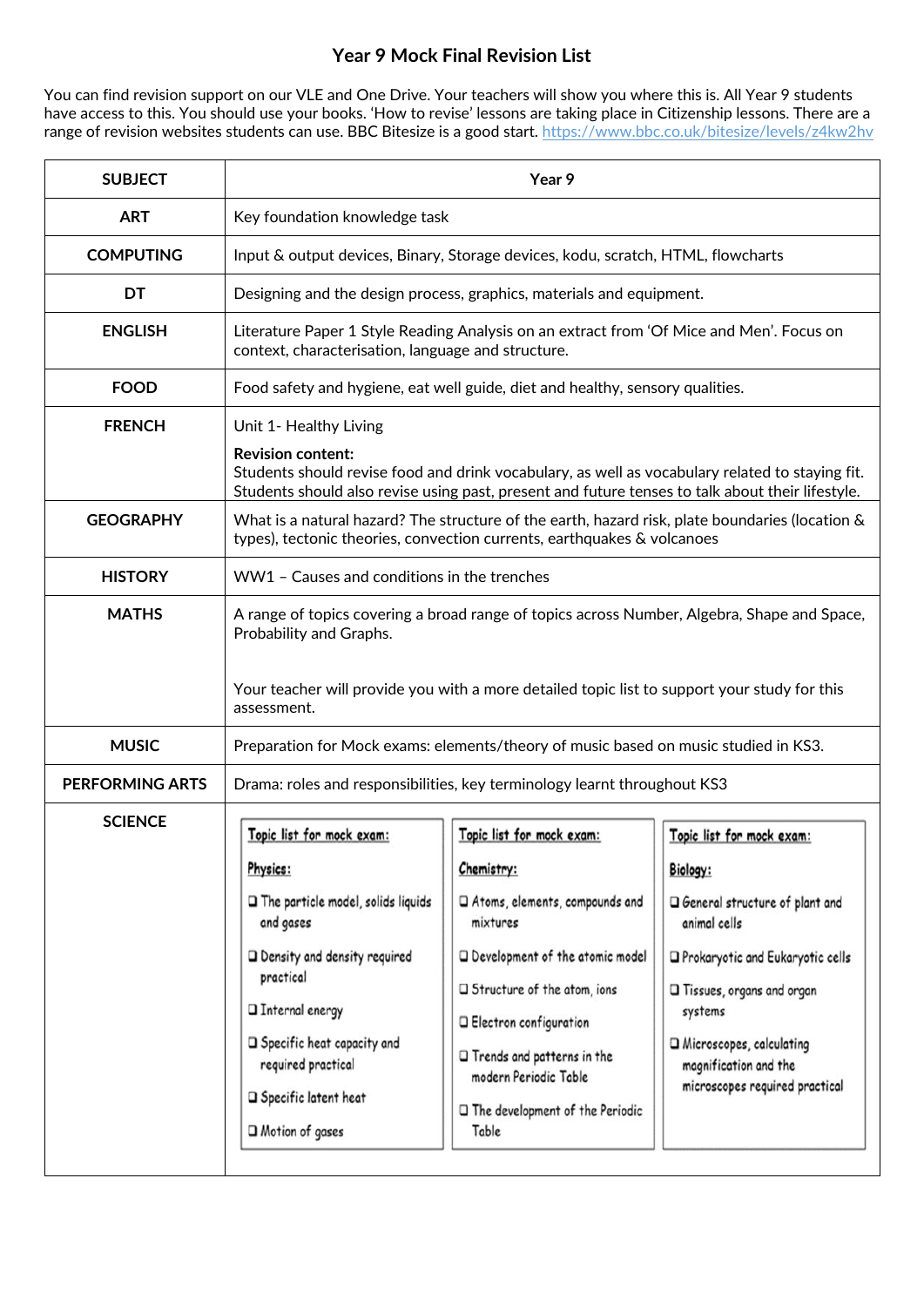# Year 9 Mock Final Revision List

You can find revision support on our VLE and One Drive. Your teachers will show you where this is. All Year 9 students have access to this. You should use your books. 'How to revise' lessons are taking place in Citizenship lessons. There are a range of revision websites students can use. BBC Bitesize is a good start. https://www.bbc.co.uk/bitesize/levels/z4kw2hv

| SUBJECT | Year 9 |
|---|---|
| **ART** | Key foundation knowledge task |
| **COMPUTING** | Input & output devices, Binary, Storage devices, kodu, scratch, HTML, flowcharts |
| **DT** | Designing and the design process, graphics, materials and equipment. |
| **ENGLISH** | Literature Paper 1 Style Reading Analysis on an extract from 'Of Mice and Men'. Focus on context, characterisation, language and structure. |
| **FOOD** | Food safety and hygiene, eat well guide, diet and healthy, sensory qualities. |
| **FRENCH** | Unit 1- Healthy Living<br>**Revision content:**<br>Students should revise food and drink vocabulary, as well as vocabulary related to staying fit. Students should also revise using past, present and future tenses to talk about their lifestyle. |
| **GEOGRAPHY** | What is a natural hazard? The structure of the earth, hazard risk, plate boundaries (location & types), tectonic theories, convection currents, earthquakes & volcanoes |
| **HISTORY** | WW1 – Causes and conditions in the trenches |
| **MATHS** | A range of topics covering a broad range of topics across Number, Algebra, Shape and Space, Probability and Graphs.<br><br>Your teacher will provide you with a more detailed topic list to support your study for this assessment. |
| **MUSIC** | Preparation for Mock exams: elements/theory of music based on music studied in KS3. |
| **PERFORMING ARTS** | Drama: roles and responsibilities, key terminology learnt throughout KS3 |
| **SCIENCE** | **Topic list for mock exam:**<br>**Physics:**<br>❑ The particle model, solids liquids and gases<br>❑ Density and density required practical<br>❑ Internal energy<br>❑ Specific heat capacity and required practical<br>❑ Specific latent heat<br>❑ Motion of gases<br><br>**Topic list for mock exam:**<br>**Chemistry:**<br>❑ Atoms, elements, compounds and mixtures<br>❑ Development of the atomic model<br>❑ Structure of the atom, ions<br>❑ Electron configuration<br>❑ Trends and patterns in the modern Periodic Table<br>❑ The development of the Periodic Table<br><br>**Topic list for mock exam:**<br>**Biology:**<br>❑ General structure of plant and animal cells<br>❑ Prokaryotic and Eukaryotic cells<br>❑ Tissues, organs and organ systems<br>❑ Microscopes, calculating magnification and the microscopes required practical |